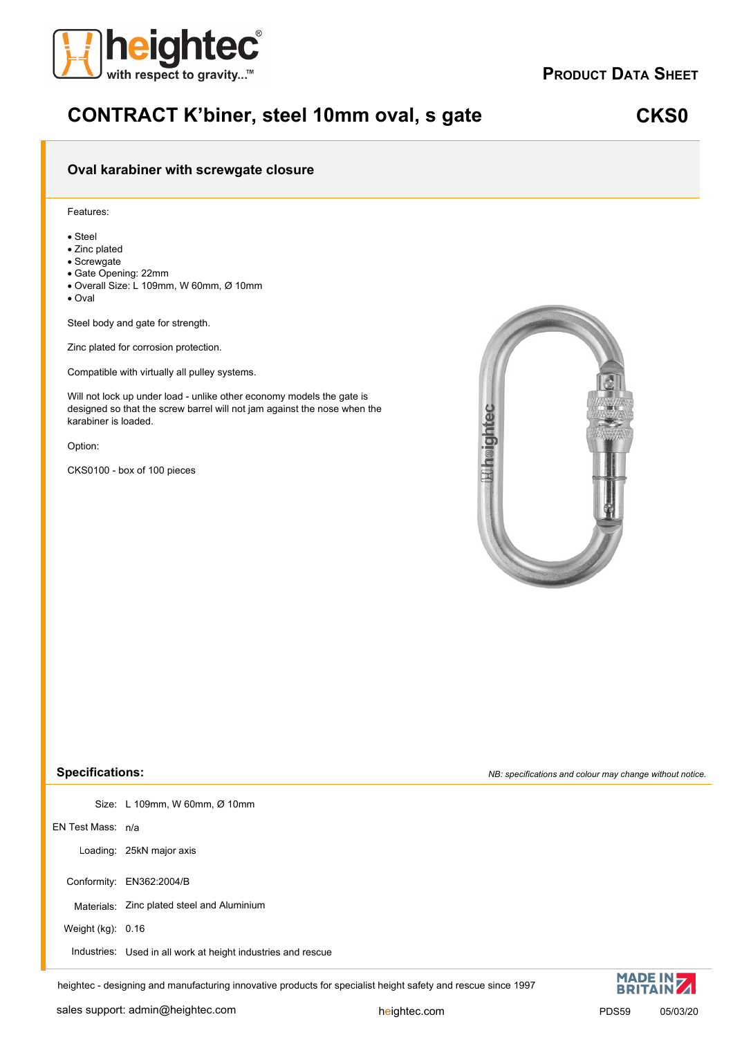**PRODUCT DATA SHEET**

# CONTRACT K'biner, steel 10mm oval, s gate

**CKS0**

## Oval karabiner with screwgate closure

Features:

- Steel
- Zinc plated
- Screwgate
- Gate Opening: 22mm
- Overall Size: L 109mm, W 60mm, Ø 10mm
- Oval

Steel body and gate for strength.

Zinc plated for corrosion protection.

Compatible with virtually all pulley systems.

Will not lock up under load - unlike other economy models the gate is designed so that the screw barrel will not jam against the nose when the karabiner is loaded.

Option:

CKS0100 - box of 100 pieces

## Specifications:

*NB: specifications and colour may change without notice.*

| | |
|---|---|
| Size: | L 109mm, W 60mm, Ø 10mm |
| EN Test Mass: | n/a |
| Loading: | 25kN major axis |
| Conformity: | EN362:2004/B |
| Materials: | Zinc plated steel and Aluminium |
| Weight (kg): | 0.16 |
| Industries: | Used in all work at height industries and rescue |

heightec - designing and manufacturing innovative products for specialist height safety and rescue since 1997

sales support: admin@heightec.com

heightec.com

MADE IN BRITAIN

PDS59 05/03/20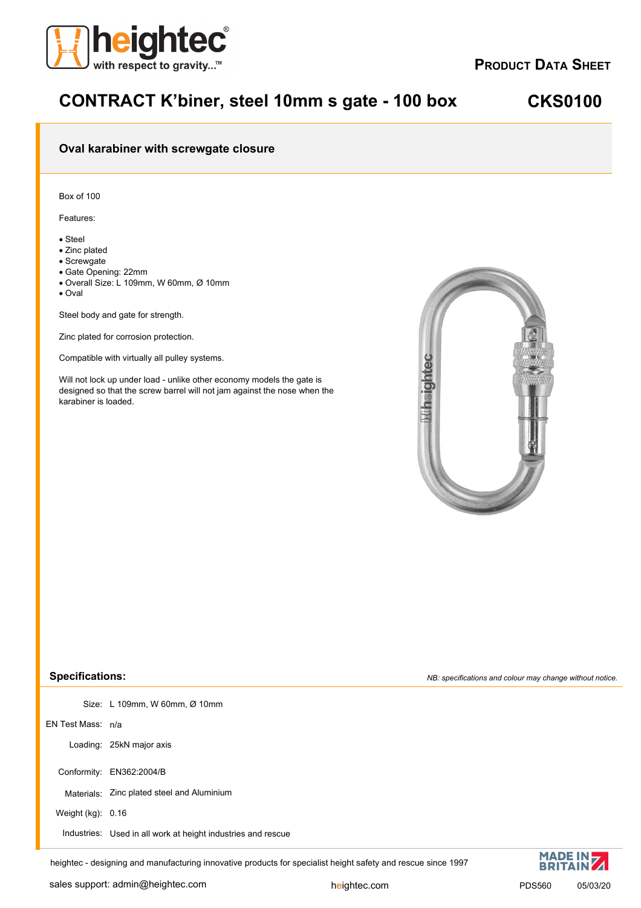# CONTRACT K'biner, steel 10mm s gate - 100 box

# CKS0100

## Oval karabiner with screwgate closure

Box of 100

Features:

- Steel
- Zinc plated
- Screwgate
- Gate Opening: 22mm
- Overall Size: L 109mm, W 60mm, Ø 10mm
- Oval

Steel body and gate for strength.

Zinc plated for corrosion protection.

Compatible with virtually all pulley systems.

Will not lock up under load - unlike other economy models the gate is designed so that the screw barrel will not jam against the nose when the karabiner is loaded.

## Specifications:

*NB: specifications and colour may change without notice.*

| | |
|---|---|
| Size: | L 109mm, W 60mm, Ø 10mm |
| EN Test Mass: | n/a |
| Loading: | 25kN major axis |
| Conformity: | EN362:2004/B |
| Materials: | Zinc plated steel and Aluminium |
| Weight (kg): | 0.16 |
| Industries: | Used in all work at height industries and rescue |

heightec - designing and manufacturing innovative products for specialist height safety and rescue since 1997

MADE IN BRITAIN

sales support: admin@heightec.com

heightec.com

PDS560 05/03/20